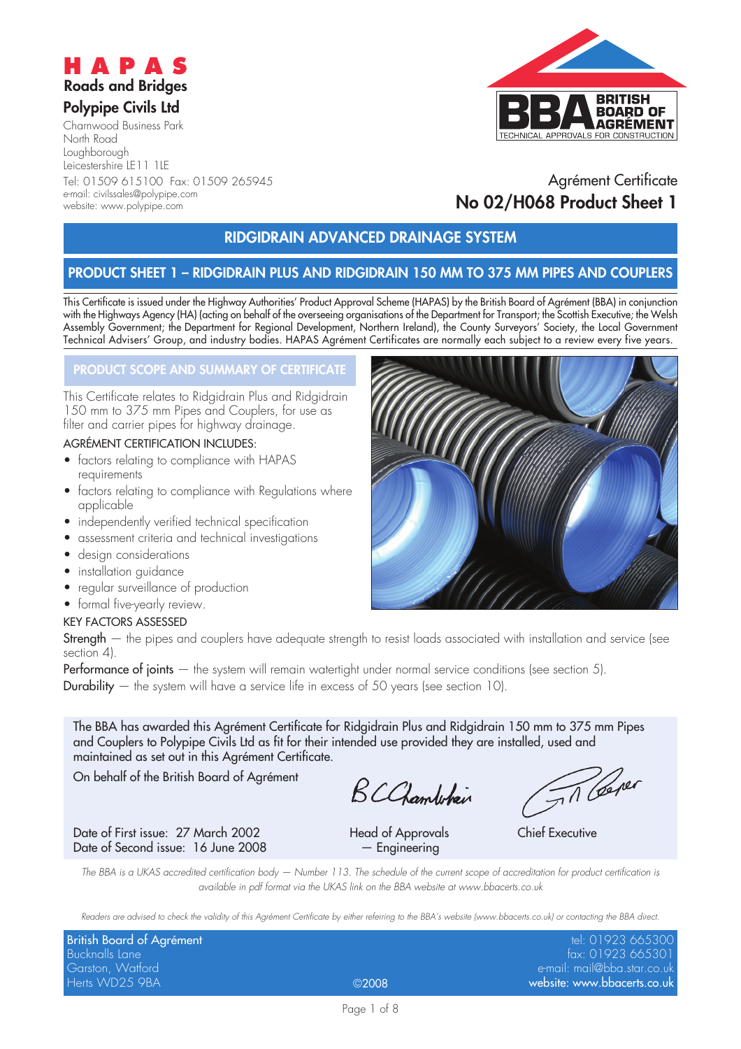# HAPAS

**Roads and Bridges**

**Polypipe Civils Ltd**

Charnwood Business Park
North Road
Loughborough
Leicestershire LE11 1LE
Tel: 01509 615100 Fax: 01509 265945
e-mail: civilssales@polypipe.com
website: www.polypipe.com

BBA BRITISH BOARD OF AGRÉMENT
TECHNICAL APPROVALS FOR CONSTRUCTION

Agrément Certificate
**No 02/H068 Product Sheet 1**

## RIDGIDRAIN ADVANCED DRAINAGE SYSTEM

## PRODUCT SHEET 1 – RIDGIDRAIN PLUS AND RIDGIDRAIN 150 MM TO 375 MM PIPES AND COUPLERS

This Certificate is issued under the Highway Authorities' Product Approval Scheme (HAPAS) by the British Board of Agrément (BBA) in conjunction with the Highways Agency (HA) (acting on behalf of the overseeing organisations of the Department for Transport; the Scottish Executive; the Welsh Assembly Government; the Department for Regional Development, Northern Ireland), the County Surveyors' Society, the Local Government Technical Advisers' Group, and industry bodies. HAPAS Agrément Certificates are normally each subject to a review every five years.

### PRODUCT SCOPE AND SUMMARY OF CERTIFICATE

This Certificate relates to Ridgidrain Plus and Ridgidrain 150 mm to 375 mm Pipes and Couplers, for use as filter and carrier pipes for highway drainage.

AGRÉMENT CERTIFICATION INCLUDES:

- factors relating to compliance with HAPAS requirements
- factors relating to compliance with Regulations where applicable
- independently verified technical specification
- assessment criteria and technical investigations
- design considerations
- installation guidance
- regular surveillance of production
- formal five-yearly review.

KEY FACTORS ASSESSED

**Strength** — the pipes and couplers have adequate strength to resist loads associated with installation and service (see section 4).

**Performance of joints** — the system will remain watertight under normal service conditions (see section 5).

**Durability** — the system will have a service life in excess of 50 years (see section 10).

The BBA has awarded this Agrément Certificate for Ridgidrain Plus and Ridgidrain 150 mm to 375 mm Pipes and Couplers to Polypipe Civils Ltd as fit for their intended use provided they are installed, used and maintained as set out in this Agrément Certificate.

On behalf of the British Board of Agrément

Date of First issue: 27 March 2002
Date of Second issue: 16 June 2008

Head of Approvals — Engineering

Chief Executive

*The BBA is a UKAS accredited certification body — Number 113. The schedule of the current scope of accreditation for product certification is available in pdf format via the UKAS link on the BBA website at www.bbacerts.co.uk*

*Readers are advised to check the validity of this Agrément Certificate by either referring to the BBA's website (www.bbacerts.co.uk) or contacting the BBA direct.*

British Board of Agrément
Bucknalls Lane
Garston, Watford
Herts WD25 9BA

©2008

tel: 01923 665300
fax: 01923 665301
e-mail: mail@bba.star.co.uk
website: www.bbacerts.co.uk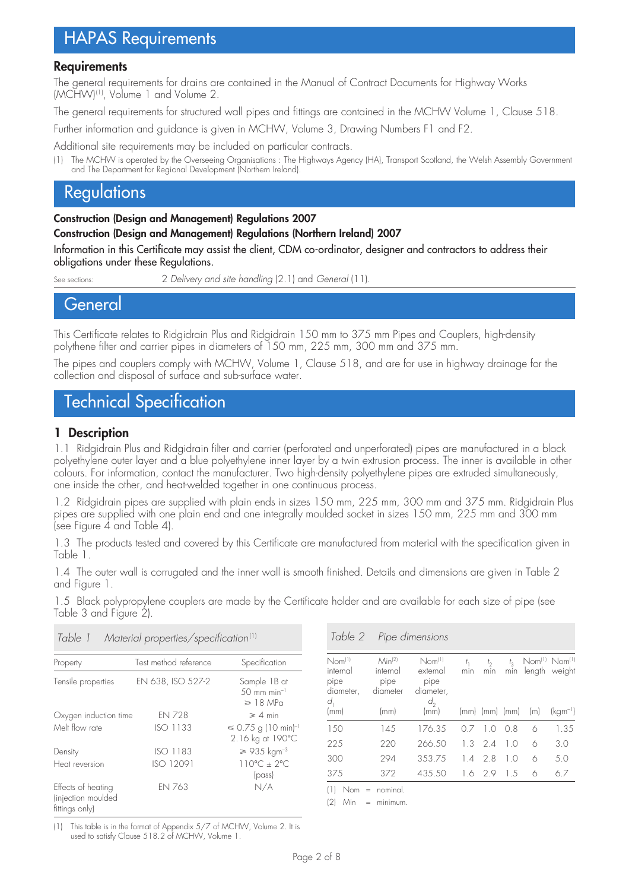# HAPAS Requirements

### Requirements

The general requirements for drains are contained in the Manual of Contract Documents for Highway Works (MCHW)[1], Volume 1 and Volume 2.

The general requirements for structured wall pipes and fittings are contained in the MCHW Volume 1, Clause 518.

Further information and guidance is given in MCHW, Volume 3, Drawing Numbers F1 and F2.

Additional site requirements may be included on particular contracts.

(1) The MCHW is operated by the Overseeing Organisations : The Highways Agency (HA), Transport Scotland, the Welsh Assembly Government and The Department for Regional Development (Northern Ireland).

# Regulations

**Construction (Design and Management) Regulations 2007**

**Construction (Design and Management) Regulations (Northern Ireland) 2007**

Information in this Certificate may assist the client, CDM co-ordinator, designer and contractors to address their obligations under these Regulations.

See sections: 2 *Delivery and site handling* (2.1) and *General* (11).

# General

This Certificate relates to Ridgidrain Plus and Ridgidrain 150 mm to 375 mm Pipes and Couplers, high-density polythene filter and carrier pipes in diameters of 150 mm, 225 mm, 300 mm and 375 mm.

The pipes and couplers comply with MCHW, Volume 1, Clause 518, and are for use in highway drainage for the collection and disposal of surface and sub-surface water.

# Technical Specification

## 1 Description

1.1 Ridgidrain Plus and Ridgidrain filter and carrier (perforated and unperforated) pipes are manufactured in a black polyethylene outer layer and a blue polyethylene inner layer by a twin extrusion process. The inner is available in other colours. For information, contact the manufacturer. Two high-density polyethylene pipes are extruded simultaneously, one inside the other, and heat-welded together in one continuous process.

1.2 Ridgidrain pipes are supplied with plain ends in sizes 150 mm, 225 mm, 300 mm and 375 mm. Ridgidrain Plus pipes are supplied with one plain end and one integrally moulded socket in sizes 150 mm, 225 mm and 300 mm (see Figure 4 and Table 4).

1.3 The products tested and covered by this Certificate are manufactured from material with the specification given in Table 1.

1.4 The outer wall is corrugated and the inner wall is smooth finished. Details and dimensions are given in Table 2 and Figure 1.

1.5 Black polypropylene couplers are made by the Certificate holder and are available for each size of pipe (see Table 3 and Figure 2).

*Table 1 Material properties/specification*[1]

| Property | Test method reference | Specification |
|---|---|---|
| Tensile properties | EN 638, ISO 527-2 | Sample 1B at 50 mm min$^{-1}$ $\geqslant$ 18 MPa |
| Oxygen induction time | EN 728 | $\geqslant$ 4 min |
| Melt flow rate | ISO 1133 | $\leqslant$ 0.75 g (10 min)$^{-1}$ 2.16 kg at 190°C |
| Density | ISO 1183 | $\geqslant$ 935 kgm$^{-3}$ |
| Heat reversion | ISO 12091 | 110°C ± 2°C (pass) |
| Effects of heating (injection moulded fittings only) | EN 763 | N/A |

(1) This table is in the format of Appendix 5/7 of MCHW, Volume 2. It is used to satisfy Clause 518.2 of MCHW, Volume 1.

*Table 2 Pipe dimensions*

| Nom[1] internal pipe diameter, $d_1$ (mm) | Min[2] internal pipe diameter (mm) | Nom[1] external pipe diameter, $d_2$ (mm) | $t_1$ min (mm) | $t_2$ min (mm) | $t_3$ min (mm) | Nom[1] length (m) | Nom[1] weight (kgm$^{-1}$) |
|---|---|---|---|---|---|---|---|
| 150 | 145 | 176.35 | 0.7 | 1.0 | 0.8 | 6 | 1.35 |
| 225 | 220 | 266.50 | 1.3 | 2.4 | 1.0 | 6 | 3.0 |
| 300 | 294 | 353.75 | 1.4 | 2.8 | 1.0 | 6 | 5.0 |
| 375 | 372 | 435.50 | 1.6 | 2.9 | 1.5 | 6 | 6.7 |

(1) Nom = nominal.

(2) Min = minimum.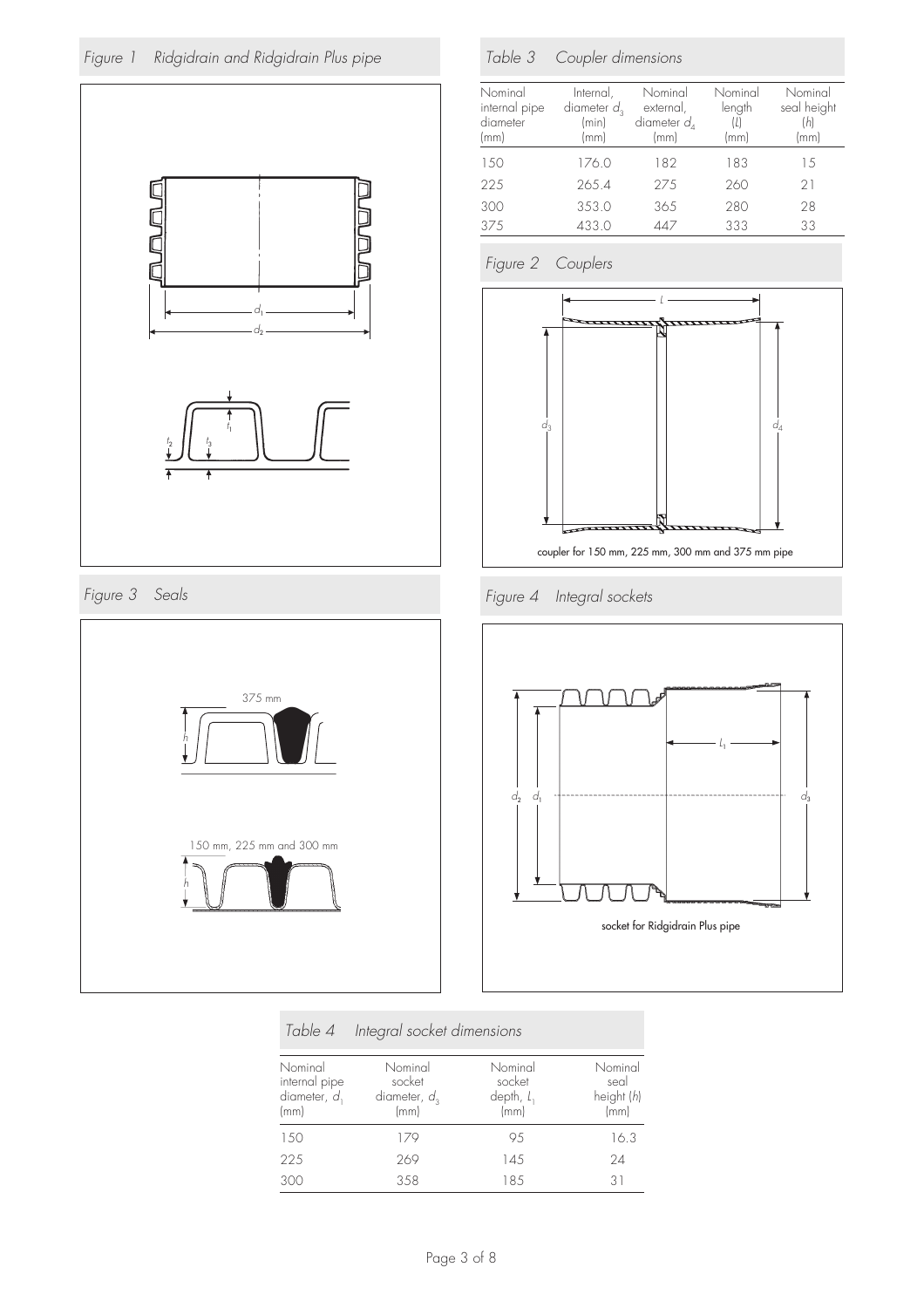*Figure 1 Ridgidrain and Ridgidrain Plus pipe*

*Table 3 Coupler dimensions*

| Nominal internal pipe diameter (mm) | Internal, diameter $d_3$ (min) (mm) | Nominal external, diameter $d_4$ (mm) | Nominal length (L) (mm) | Nominal seal height (h) (mm) |
|---|---|---|---|---|
| 150 | 176.0 | 182 | 183 | 15 |
| 225 | 265.4 | 275 | 260 | 21 |
| 300 | 353.0 | 365 | 280 | 28 |
| 375 | 433.0 | 447 | 333 | 33 |

*Figure 2 Couplers*

coupler for 150 mm, 225 mm, 300 mm and 375 mm pipe

*Figure 3 Seals*

*Figure 4 Integral sockets*

socket for Ridgidrain Plus pipe

*Table 4 Integral socket dimensions*

| Nominal internal pipe diameter, $d_1$ (mm) | Nominal socket diameter, $d_3$ (mm) | Nominal socket depth, $L_1$ (mm) | Nominal seal height (h) (mm) |
|---|---|---|---|
| 150 | 179 | 95 | 16.3 |
| 225 | 269 | 145 | 24 |
| 300 | 358 | 185 | 31 |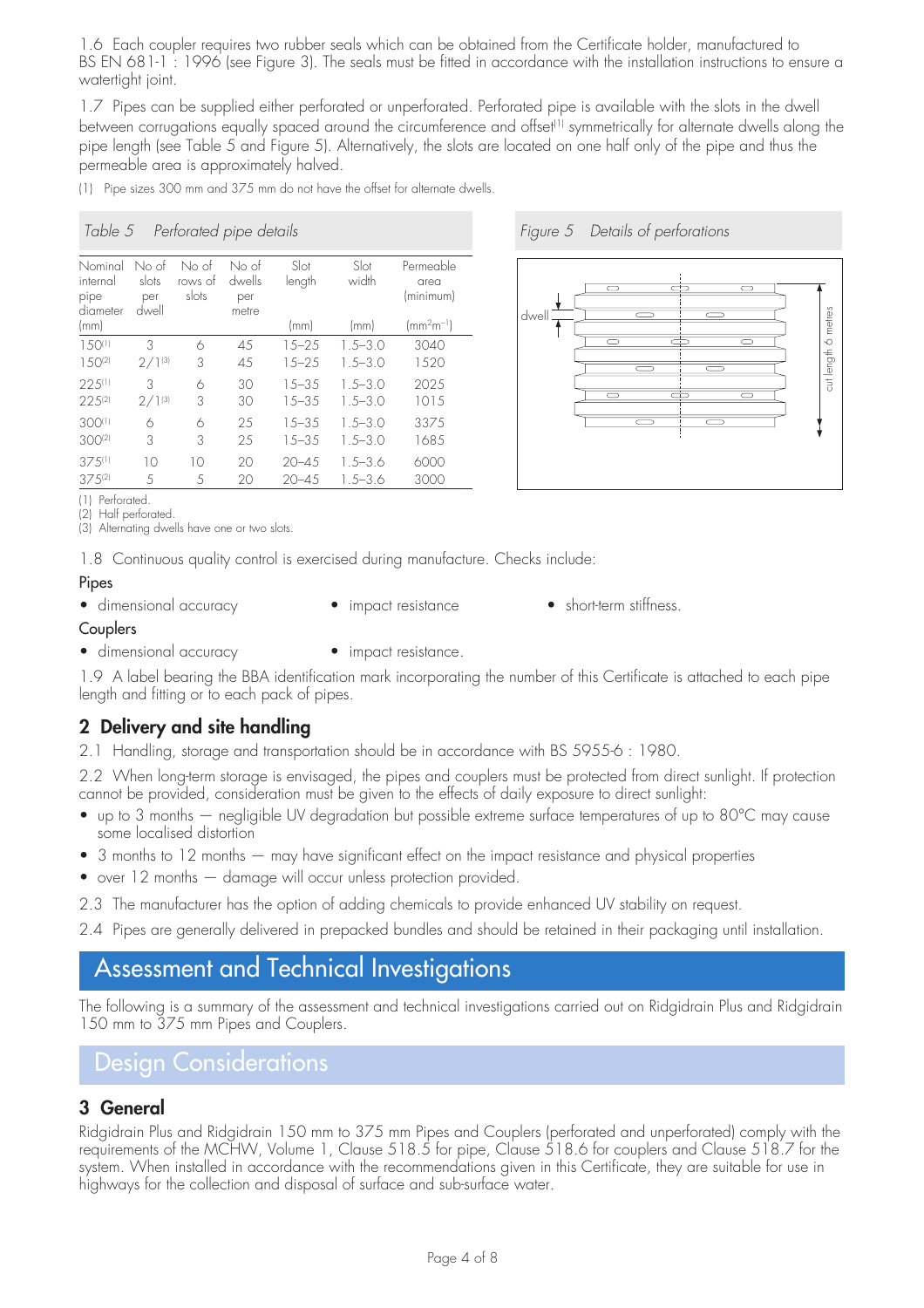1.6 Each coupler requires two rubber seals which can be obtained from the Certificate holder, manufactured to BS EN 681-1 : 1996 (see Figure 3). The seals must be fitted in accordance with the installation instructions to ensure a watertight joint.

1.7 Pipes can be supplied either perforated or unperforated. Perforated pipe is available with the slots in the dwell between corrugations equally spaced around the circumference and offset[1] symmetrically for alternate dwells along the pipe length (see Table 5 and Figure 5). Alternatively, the slots are located on one half only of the pipe and thus the permeable area is approximately halved.

(1) Pipe sizes 300 mm and 375 mm do not have the offset for alternate dwells.

*Table 5 Perforated pipe details*

| Nominal internal pipe diameter (mm) | No of slots per dwell | No of rows of slots | No of dwells per metre | Slot length (mm) | Slot width (mm) | Permeable area (minimum) ($mm^2m^{-1}$) |
|---|---|---|---|---|---|---|
| 150[1] | 3 | 6 | 45 | 15–25 | 1.5–3.0 | 3040 |
| 150[2] | 2/1[3] | 3 | 45 | 15–25 | 1.5–3.0 | 1520 |
| 225[1] | 3 | 6 | 30 | 15–35 | 1.5–3.0 | 2025 |
| 225[2] | 2/1[3] | 3 | 30 | 15–35 | 1.5–3.0 | 1015 |
| 300[1] | 6 | 6 | 25 | 15–35 | 1.5–3.0 | 3375 |
| 300[2] | 3 | 3 | 25 | 15–35 | 1.5–3.0 | 1685 |
| 375[1] | 10 | 10 | 20 | 20–45 | 1.5–3.6 | 6000 |
| 375[2] | 5 | 5 | 20 | 20–45 | 1.5–3.6 | 3000 |

(1) Perforated.
(2) Half perforated.
(3) Alternating dwells have one or two slots.

*Figure 5 Details of perforations*

dwell

cut length 6 metres

1.8 Continuous quality control is exercised during manufacture. Checks include:

Pipes

- dimensional accuracy
- impact resistance
- short-term stiffness.

Couplers

- dimensional accuracy
- impact resistance.

1.9 A label bearing the BBA identification mark incorporating the number of this Certificate is attached to each pipe length and fitting or to each pack of pipes.

## 2 Delivery and site handling

2.1 Handling, storage and transportation should be in accordance with BS 5955-6 : 1980.

2.2 When long-term storage is envisaged, the pipes and couplers must be protected from direct sunlight. If protection cannot be provided, consideration must be given to the effects of daily exposure to direct sunlight:

- up to 3 months — negligible UV degradation but possible extreme surface temperatures of up to 80°C may cause some localised distortion
- 3 months to 12 months — may have significant effect on the impact resistance and physical properties
- over 12 months — damage will occur unless protection provided.

2.3 The manufacturer has the option of adding chemicals to provide enhanced UV stability on request.

2.4 Pipes are generally delivered in prepacked bundles and should be retained in their packaging until installation.

# Assessment and Technical Investigations

The following is a summary of the assessment and technical investigations carried out on Ridgidrain Plus and Ridgidrain 150 mm to 375 mm Pipes and Couplers.

# Design Considerations

## 3 General

Ridgidrain Plus and Ridgidrain 150 mm to 375 mm Pipes and Couplers (perforated and unperforated) comply with the requirements of the MCHW, Volume 1, Clause 518.5 for pipe, Clause 518.6 for couplers and Clause 518.7 for the system. When installed in accordance with the recommendations given in this Certificate, they are suitable for use in highways for the collection and disposal of surface and sub-surface water.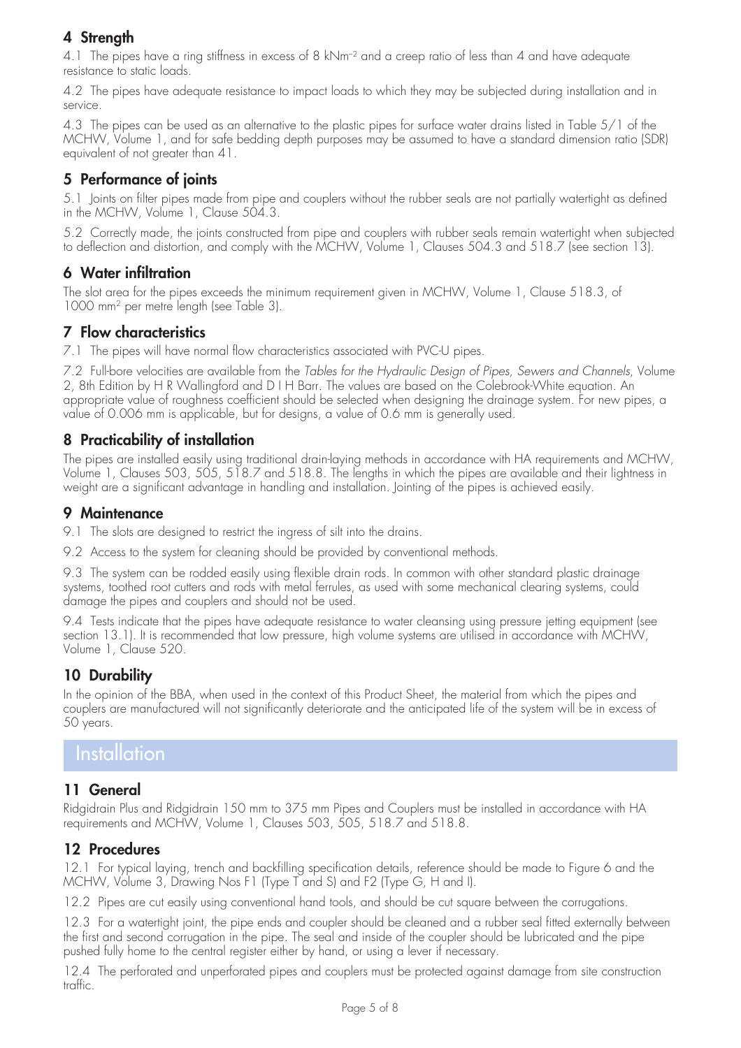## 4 Strength

4.1 The pipes have a ring stiffness in excess of 8 $kNm^{-2}$ and a creep ratio of less than 4 and have adequate resistance to static loads.

4.2 The pipes have adequate resistance to impact loads to which they may be subjected during installation and in service.

4.3 The pipes can be used as an alternative to the plastic pipes for surface water drains listed in Table 5/1 of the MCHW, Volume 1, and for safe bedding depth purposes may be assumed to have a standard dimension ratio (SDR) equivalent of not greater than 41.

## 5 Performance of joints

5.1 Joints on filter pipes made from pipe and couplers without the rubber seals are not partially watertight as defined in the MCHW, Volume 1, Clause 504.3.

5.2 Correctly made, the joints constructed from pipe and couplers with rubber seals remain watertight when subjected to deflection and distortion, and comply with the MCHW, Volume 1, Clauses 504.3 and 518.7 (see section 13).

## 6 Water infiltration

The slot area for the pipes exceeds the minimum requirement given in MCHW, Volume 1, Clause 518.3, of 1000 $mm^2$ per metre length (see Table 3).

## 7 Flow characteristics

7.1 The pipes will have normal flow characteristics associated with PVC-U pipes.

7.2 Full-bore velocities are available from the *Tables for the Hydraulic Design of Pipes, Sewers and Channels*, Volume 2, 8th Edition by H R Wallingford and D I H Barr. The values are based on the Colebrook-White equation. An appropriate value of roughness coefficient should be selected when designing the drainage system. For new pipes, a value of 0.006 mm is applicable, but for designs, a value of 0.6 mm is generally used.

## 8 Practicability of installation

The pipes are installed easily using traditional drain-laying methods in accordance with HA requirements and MCHW, Volume 1, Clauses 503, 505, 518.7 and 518.8. The lengths in which the pipes are available and their lightness in weight are a significant advantage in handling and installation. Jointing of the pipes is achieved easily.

## 9 Maintenance

9.1 The slots are designed to restrict the ingress of silt into the drains.

9.2 Access to the system for cleaning should be provided by conventional methods.

9.3 The system can be rodded easily using flexible drain rods. In common with other standard plastic drainage systems, toothed root cutters and rods with metal ferrules, as used with some mechanical clearing systems, could damage the pipes and couplers and should not be used.

9.4 Tests indicate that the pipes have adequate resistance to water cleansing using pressure jetting equipment (see section 13.1). It is recommended that low pressure, high volume systems are utilised in accordance with MCHW, Volume 1, Clause 520.

## 10 Durability

In the opinion of the BBA, when used in the context of this Product Sheet, the material from which the pipes and couplers are manufactured will not significantly deteriorate and the anticipated life of the system will be in excess of 50 years.

# Installation

## 11 General

Ridgidrain Plus and Ridgidrain 150 mm to 375 mm Pipes and Couplers must be installed in accordance with HA requirements and MCHW, Volume 1, Clauses 503, 505, 518.7 and 518.8.

## 12 Procedures

12.1 For typical laying, trench and backfilling specification details, reference should be made to Figure 6 and the MCHW, Volume 3, Drawing Nos F1 (Type T and S) and F2 (Type G, H and I).

12.2 Pipes are cut easily using conventional hand tools, and should be cut square between the corrugations.

12.3 For a watertight joint, the pipe ends and coupler should be cleaned and a rubber seal fitted externally between the first and second corrugation in the pipe. The seal and inside of the coupler should be lubricated and the pipe pushed fully home to the central register either by hand, or using a lever if necessary.

12.4 The perforated and unperforated pipes and couplers must be protected against damage from site construction traffic.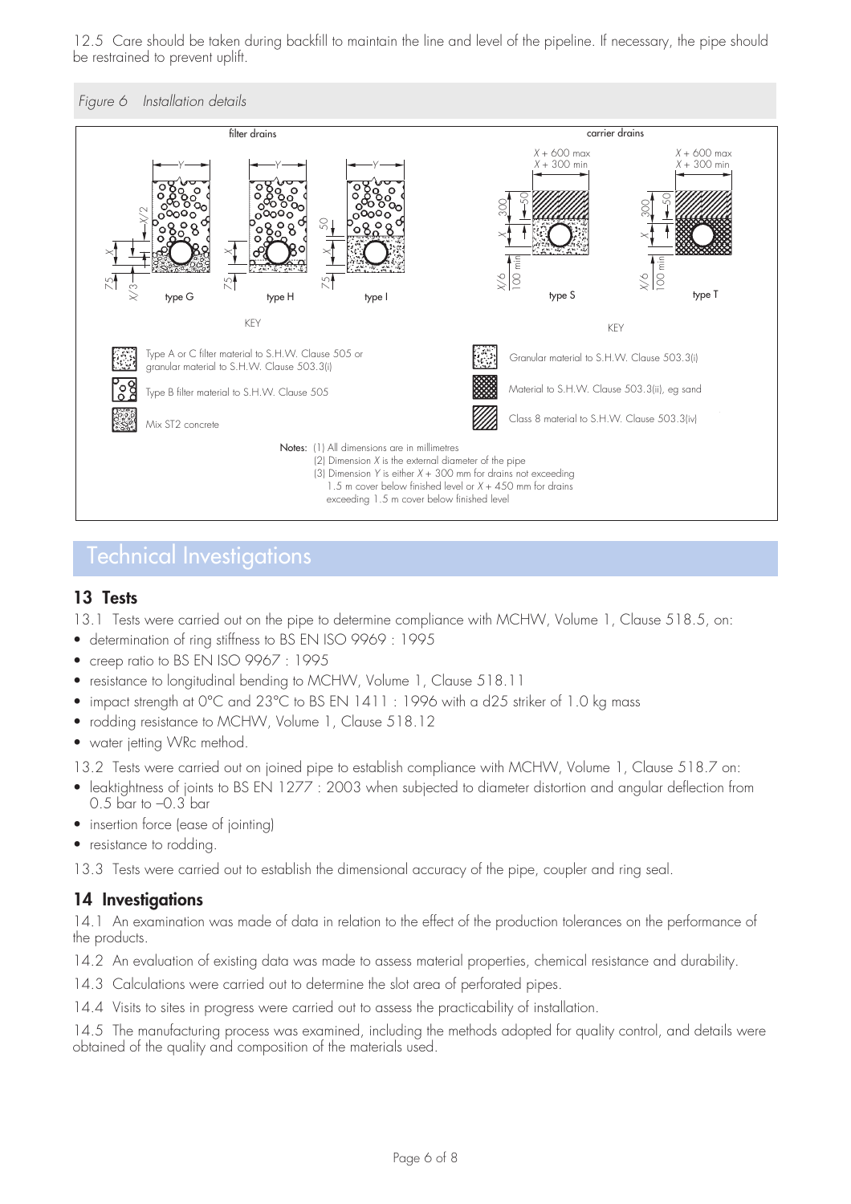12.5 Care should be taken during backfill to maintain the line and level of the pipeline. If necessary, the pipe should be restrained to prevent uplift.

*Figure 6 Installation details*

filter drains

type G type H type I

KEY

Type A or C filter material to S.H.W. Clause 505 or granular material to S.H.W. Clause 503.3(i)

Type B filter material to S.H.W. Clause 505

Mix ST2 concrete

carrier drains

$X$ + 600 max
$X$ + 300 min

type S type T

KEY

Granular material to S.H.W. Clause 503.3(i)

Material to S.H.W. Clause 503.3(ii), eg sand

Class 8 material to S.H.W. Clause 503.3(iv)

Notes: (1) All dimensions are in millimetres
(2) Dimension $X$ is the external diameter of the pipe
(3) Dimension $Y$ is either $X$ + 300 mm for drains not exceeding 1.5 m cover below finished level or $X$ + 450 mm for drains exceeding 1.5 m cover below finished level

# Technical Investigations

## 13 Tests

13.1 Tests were carried out on the pipe to determine compliance with MCHW, Volume 1, Clause 518.5, on:

- determination of ring stiffness to BS EN ISO 9969 : 1995
- creep ratio to BS EN ISO 9967 : 1995
- resistance to longitudinal bending to MCHW, Volume 1, Clause 518.11
- impact strength at 0°C and 23°C to BS EN 1411 : 1996 with a d25 striker of 1.0 kg mass
- rodding resistance to MCHW, Volume 1, Clause 518.12
- water jetting WRc method.

13.2 Tests were carried out on joined pipe to establish compliance with MCHW, Volume 1, Clause 518.7 on:

- leaktightness of joints to BS EN 1277 : 2003 when subjected to diameter distortion and angular deflection from 0.5 bar to –0.3 bar
- insertion force (ease of jointing)
- resistance to rodding.

13.3 Tests were carried out to establish the dimensional accuracy of the pipe, coupler and ring seal.

## 14 Investigations

14.1 An examination was made of data in relation to the effect of the production tolerances on the performance of the products.

14.2 An evaluation of existing data was made to assess material properties, chemical resistance and durability.

14.3 Calculations were carried out to determine the slot area of perforated pipes.

14.4 Visits to sites in progress were carried out to assess the practicability of installation.

14.5 The manufacturing process was examined, including the methods adopted for quality control, and details were obtained of the quality and composition of the materials used.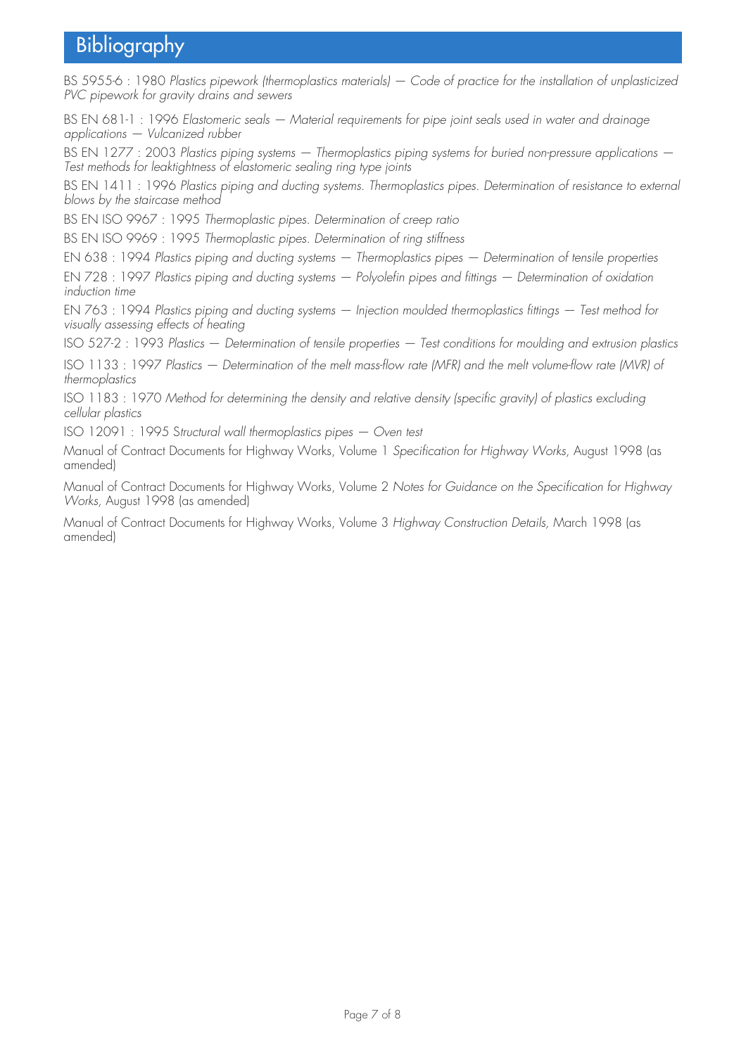# Bibliography

BS 5955-6 : 1980 *Plastics pipework (thermoplastics materials) — Code of practice for the installation of unplasticized PVC pipework for gravity drains and sewers*

BS EN 681-1 : 1996 *Elastomeric seals — Material requirements for pipe joint seals used in water and drainage applications — Vulcanized rubber*

BS EN 1277 : 2003 *Plastics piping systems — Thermoplastics piping systems for buried non-pressure applications — Test methods for leaktightness of elastomeric sealing ring type joints*

BS EN 1411 : 1996 *Plastics piping and ducting systems. Thermoplastics pipes. Determination of resistance to external blows by the staircase method*

BS EN ISO 9967 : 1995 *Thermoplastic pipes. Determination of creep ratio*

BS EN ISO 9969 : 1995 *Thermoplastic pipes. Determination of ring stiffness*

EN 638 : 1994 *Plastics piping and ducting systems — Thermoplastics pipes — Determination of tensile properties*

EN 728 : 1997 *Plastics piping and ducting systems — Polyolefin pipes and fittings — Determination of oxidation induction time*

EN 763 : 1994 *Plastics piping and ducting systems — Injection moulded thermoplastics fittings — Test method for visually assessing effects of heating*

ISO 527-2 : 1993 *Plastics — Determination of tensile properties — Test conditions for moulding and extrusion plastics*

ISO 1133 : 1997 *Plastics — Determination of the melt mass-flow rate (MFR) and the melt volume-flow rate (MVR) of thermoplastics*

ISO 1183 : 1970 *Method for determining the density and relative density (specific gravity) of plastics excluding cellular plastics*

ISO 12091 : 1995 *Structural wall thermoplastics pipes — Oven test*

Manual of Contract Documents for Highway Works, Volume 1 *Specification for Highway Works,* August 1998 (as amended)

Manual of Contract Documents for Highway Works, Volume 2 *Notes for Guidance on the Specification for Highway Works,* August 1998 (as amended)

Manual of Contract Documents for Highway Works, Volume 3 *Highway Construction Details,* March 1998 (as amended)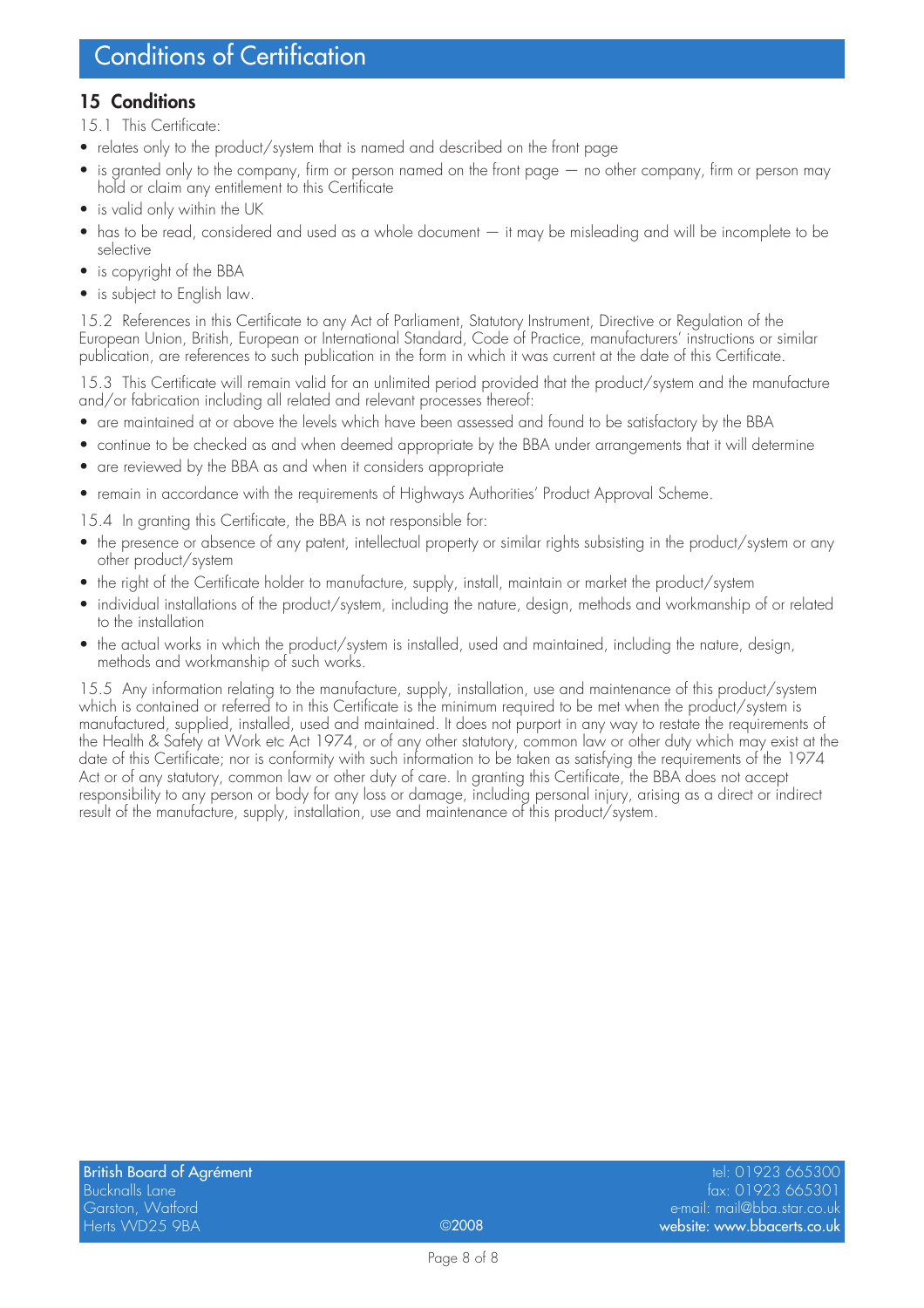# Conditions of Certification

## 15 Conditions

15.1 This Certificate:

- relates only to the product/system that is named and described on the front page
- is granted only to the company, firm or person named on the front page — no other company, firm or person may hold or claim any entitlement to this Certificate
- is valid only within the UK
- has to be read, considered and used as a whole document — it may be misleading and will be incomplete to be selective
- is copyright of the BBA
- is subject to English law.

15.2 References in this Certificate to any Act of Parliament, Statutory Instrument, Directive or Regulation of the European Union, British, European or International Standard, Code of Practice, manufacturers' instructions or similar publication, are references to such publication in the form in which it was current at the date of this Certificate.

15.3 This Certificate will remain valid for an unlimited period provided that the product/system and the manufacture and/or fabrication including all related and relevant processes thereof:

- are maintained at or above the levels which have been assessed and found to be satisfactory by the BBA
- continue to be checked as and when deemed appropriate by the BBA under arrangements that it will determine
- are reviewed by the BBA as and when it considers appropriate
- remain in accordance with the requirements of Highways Authorities' Product Approval Scheme.

15.4 In granting this Certificate, the BBA is not responsible for:

- the presence or absence of any patent, intellectual property or similar rights subsisting in the product/system or any other product/system
- the right of the Certificate holder to manufacture, supply, install, maintain or market the product/system
- individual installations of the product/system, including the nature, design, methods and workmanship of or related to the installation
- the actual works in which the product/system is installed, used and maintained, including the nature, design, methods and workmanship of such works.

15.5 Any information relating to the manufacture, supply, installation, use and maintenance of this product/system which is contained or referred to in this Certificate is the minimum required to be met when the product/system is manufactured, supplied, installed, used and maintained. It does not purport in any way to restate the requirements of the Health & Safety at Work etc Act 1974, or of any other statutory, common law or other duty which may exist at the date of this Certificate; nor is conformity with such information to be taken as satisfying the requirements of the 1974 Act or of any statutory, common law or other duty of care. In granting this Certificate, the BBA does not accept responsibility to any person or body for any loss or damage, including personal injury, arising as a direct or indirect result of the manufacture, supply, installation, use and maintenance of this product/system.

**British Board of Agrément**
Bucknalls Lane
Garston, Watford
Herts WD25 9BA

©2008

tel: 01923 665300
fax: 01923 665301
e-mail: mail@bba.star.co.uk
**website: www.bbacerts.co.uk**